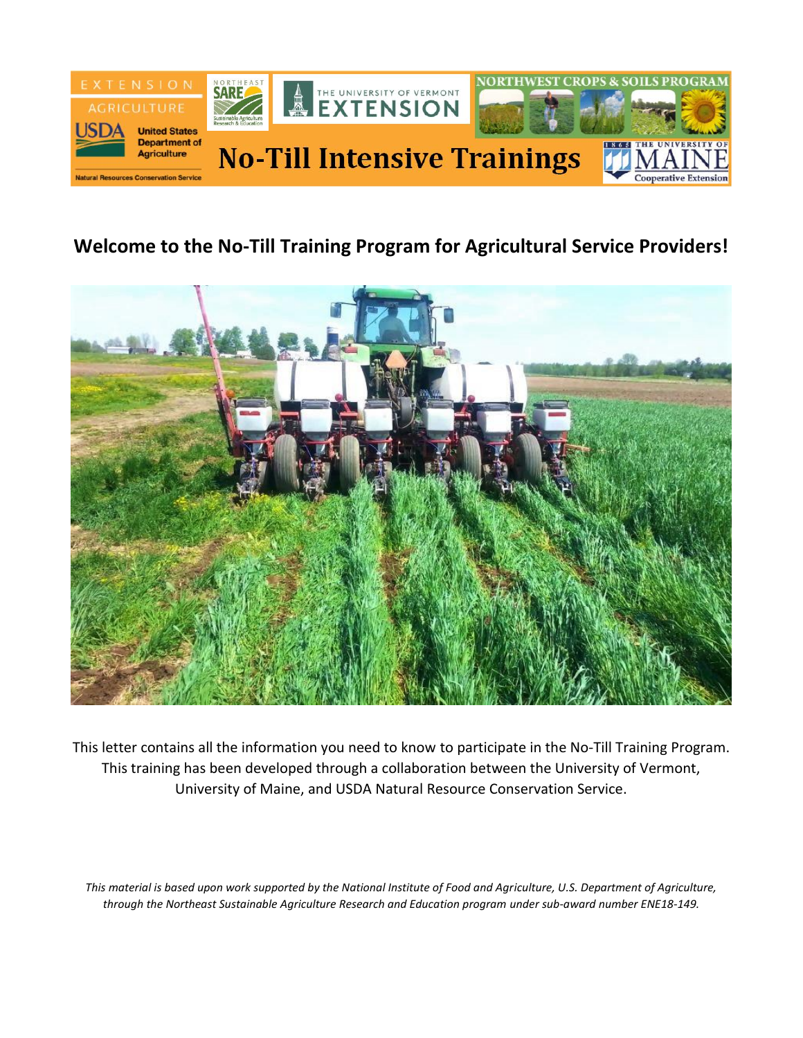# No-Till Intensive Trainings

## Welcome to the No-Till Training Program for Agricultural Service Providers!

This letter contains all the information you need to know to participate in the No-Till Training Program. This training has been developed through a collaboration between the University of Vermont, University of Maine, and USDA Natural Resource Conservation Service.

*This material is based upon work supported by the National Institute of Food and Agriculture, U.S. Department of Agriculture, through the Northeast Sustainable Agriculture Research and Education program under sub-award number ENE18-149.*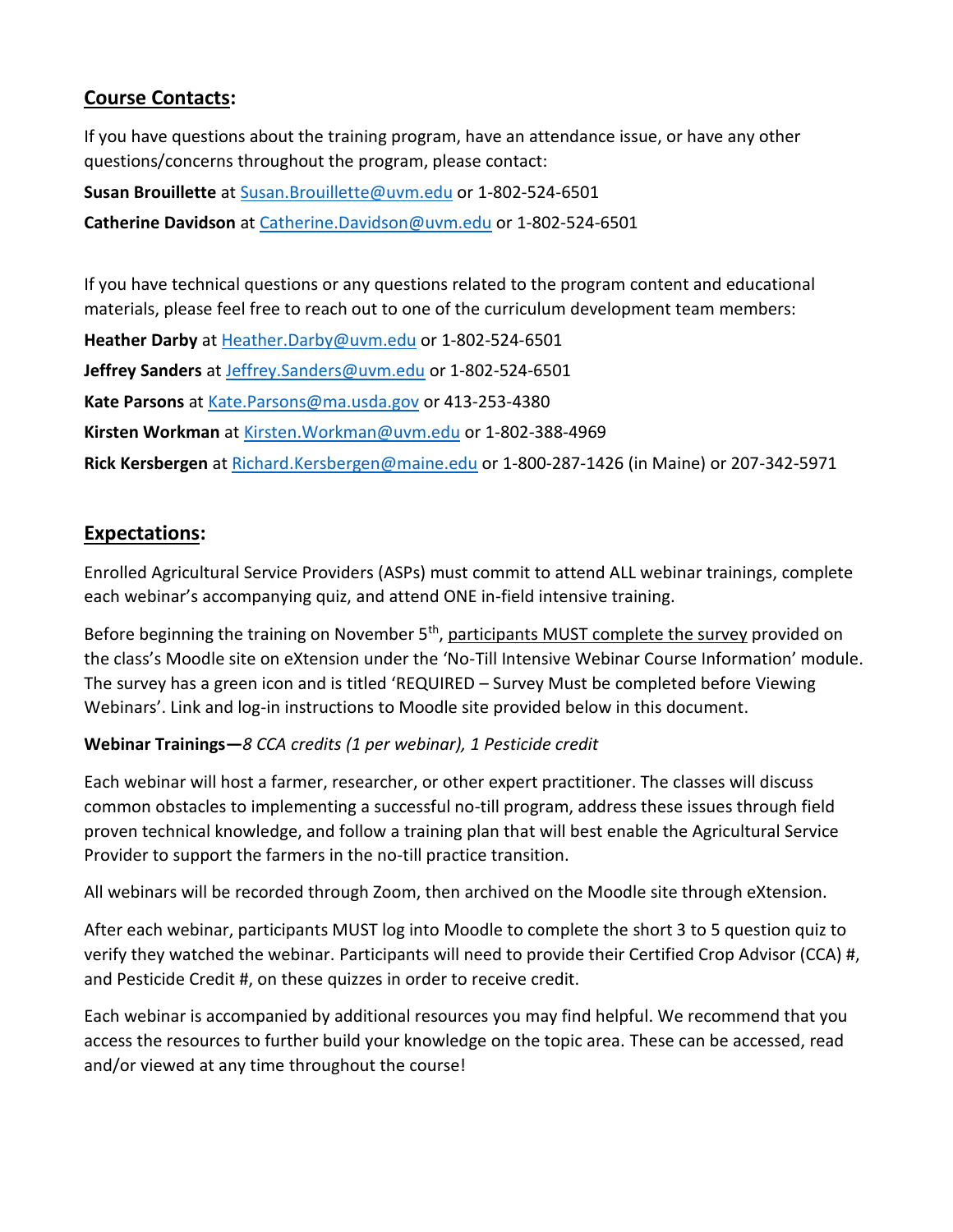## Course Contacts:

If you have questions about the training program, have an attendance issue, or have any other questions/concerns throughout the program, please contact:

**Susan Brouillette** at Susan.Brouillette@uvm.edu or 1-802-524-6501

**Catherine Davidson** at Catherine.Davidson@uvm.edu or 1-802-524-6501

If you have technical questions or any questions related to the program content and educational materials, please feel free to reach out to one of the curriculum development team members:

**Heather Darby** at Heather.Darby@uvm.edu or 1-802-524-6501

**Jeffrey Sanders** at Jeffrey.Sanders@uvm.edu or 1-802-524-6501

**Kate Parsons** at Kate.Parsons@ma.usda.gov or 413-253-4380

**Kirsten Workman** at Kirsten.Workman@uvm.edu or 1-802-388-4969

**Rick Kersbergen** at Richard.Kersbergen@maine.edu or 1-800-287-1426 (in Maine) or 207-342-5971

## Expectations:

Enrolled Agricultural Service Providers (ASPs) must commit to attend ALL webinar trainings, complete each webinar's accompanying quiz, and attend ONE in-field intensive training.

Before beginning the training on November 5th, participants MUST complete the survey provided on the class's Moodle site on eXtension under the 'No-Till Intensive Webinar Course Information' module. The survey has a green icon and is titled 'REQUIRED – Survey Must be completed before Viewing Webinars'. Link and log-in instructions to Moodle site provided below in this document.

**Webinar Trainings—***8 CCA credits (1 per webinar), 1 Pesticide credit*

Each webinar will host a farmer, researcher, or other expert practitioner. The classes will discuss common obstacles to implementing a successful no-till program, address these issues through field proven technical knowledge, and follow a training plan that will best enable the Agricultural Service Provider to support the farmers in the no-till practice transition.

All webinars will be recorded through Zoom, then archived on the Moodle site through eXtension.

After each webinar, participants MUST log into Moodle to complete the short 3 to 5 question quiz to verify they watched the webinar. Participants will need to provide their Certified Crop Advisor (CCA) #, and Pesticide Credit #, on these quizzes in order to receive credit.

Each webinar is accompanied by additional resources you may find helpful. We recommend that you access the resources to further build your knowledge on the topic area. These can be accessed, read and/or viewed at any time throughout the course!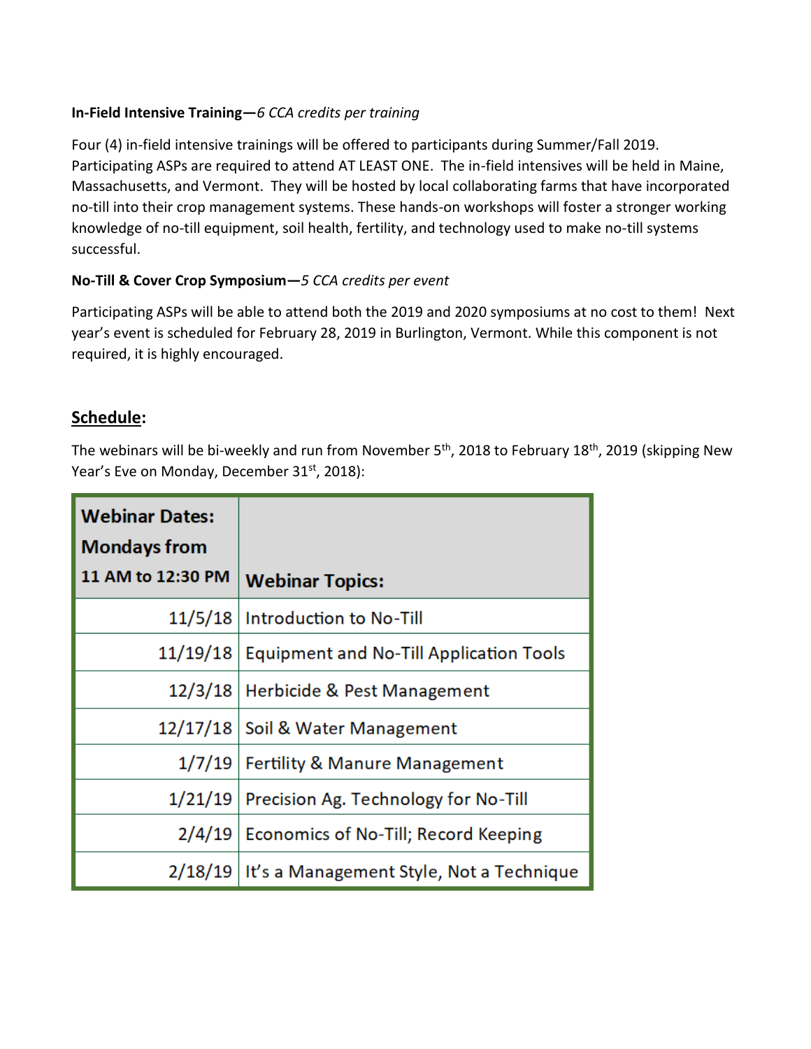**In-Field Intensive Training—***6 CCA credits per training*

Four (4) in-field intensive trainings will be offered to participants during Summer/Fall 2019. Participating ASPs are required to attend AT LEAST ONE. The in-field intensives will be held in Maine, Massachusetts, and Vermont. They will be hosted by local collaborating farms that have incorporated no-till into their crop management systems. These hands-on workshops will foster a stronger working knowledge of no-till equipment, soil health, fertility, and technology used to make no-till systems successful.

**No-Till & Cover Crop Symposium—***5 CCA credits per event*

Participating ASPs will be able to attend both the 2019 and 2020 symposiums at no cost to them! Next year's event is scheduled for February 28, 2019 in Burlington, Vermont. While this component is not required, it is highly encouraged.

## Schedule:

The webinars will be bi-weekly and run from November 5th, 2018 to February 18th, 2019 (skipping New Year's Eve on Monday, December 31st, 2018):

| Webinar Dates: Mondays from 11 AM to 12:30 PM | Webinar Topics: |
|---:|---|
| 11/5/18 | Introduction to No-Till |
| 11/19/18 | Equipment and No-Till Application Tools |
| 12/3/18 | Herbicide & Pest Management |
| 12/17/18 | Soil & Water Management |
| 1/7/19 | Fertility & Manure Management |
| 1/21/19 | Precision Ag. Technology for No-Till |
| 2/4/19 | Economics of No-Till; Record Keeping |
| 2/18/19 | It's a Management Style, Not a Technique |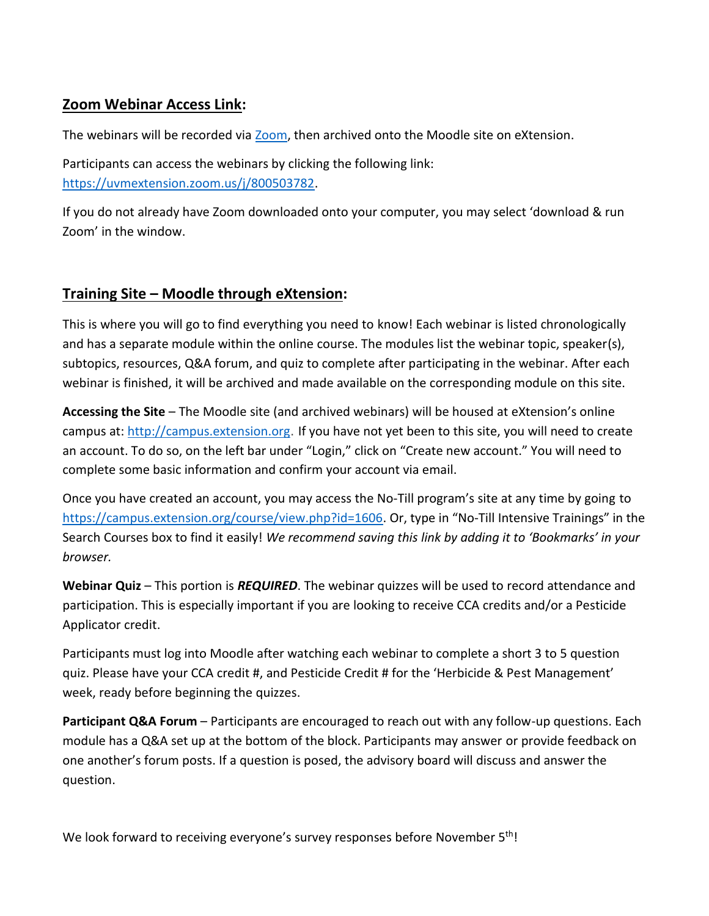## Zoom Webinar Access Link:

The webinars will be recorded via Zoom, then archived onto the Moodle site on eXtension.

Participants can access the webinars by clicking the following link: https://uvmextension.zoom.us/j/800503782.

If you do not already have Zoom downloaded onto your computer, you may select 'download & run Zoom' in the window.

## Training Site – Moodle through eXtension:

This is where you will go to find everything you need to know! Each webinar is listed chronologically and has a separate module within the online course. The modules list the webinar topic, speaker(s), subtopics, resources, Q&A forum, and quiz to complete after participating in the webinar. After each webinar is finished, it will be archived and made available on the corresponding module on this site.

**Accessing the Site** – The Moodle site (and archived webinars) will be housed at eXtension's online campus at: http://campus.extension.org. If you have not yet been to this site, you will need to create an account. To do so, on the left bar under "Login," click on "Create new account." You will need to complete some basic information and confirm your account via email.

Once you have created an account, you may access the No-Till program's site at any time by going to https://campus.extension.org/course/view.php?id=1606. Or, type in "No-Till Intensive Trainings" in the Search Courses box to find it easily! *We recommend saving this link by adding it to 'Bookmarks' in your browser.*

**Webinar Quiz** – This portion is ***REQUIRED***. The webinar quizzes will be used to record attendance and participation. This is especially important if you are looking to receive CCA credits and/or a Pesticide Applicator credit.

Participants must log into Moodle after watching each webinar to complete a short 3 to 5 question quiz. Please have your CCA credit #, and Pesticide Credit # for the 'Herbicide & Pest Management' week, ready before beginning the quizzes.

**Participant Q&A Forum** – Participants are encouraged to reach out with any follow-up questions. Each module has a Q&A set up at the bottom of the block. Participants may answer or provide feedback on one another's forum posts. If a question is posed, the advisory board will discuss and answer the question.

We look forward to receiving everyone's survey responses before November 5th!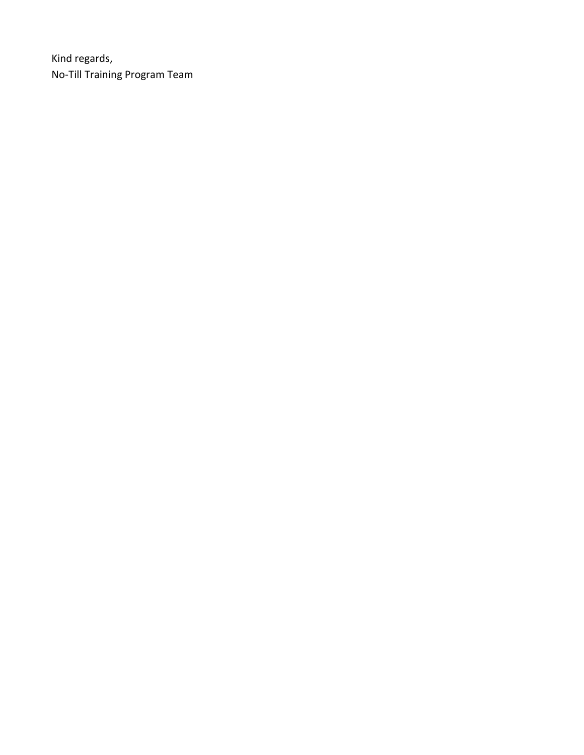Kind regards,
No-Till Training Program Team